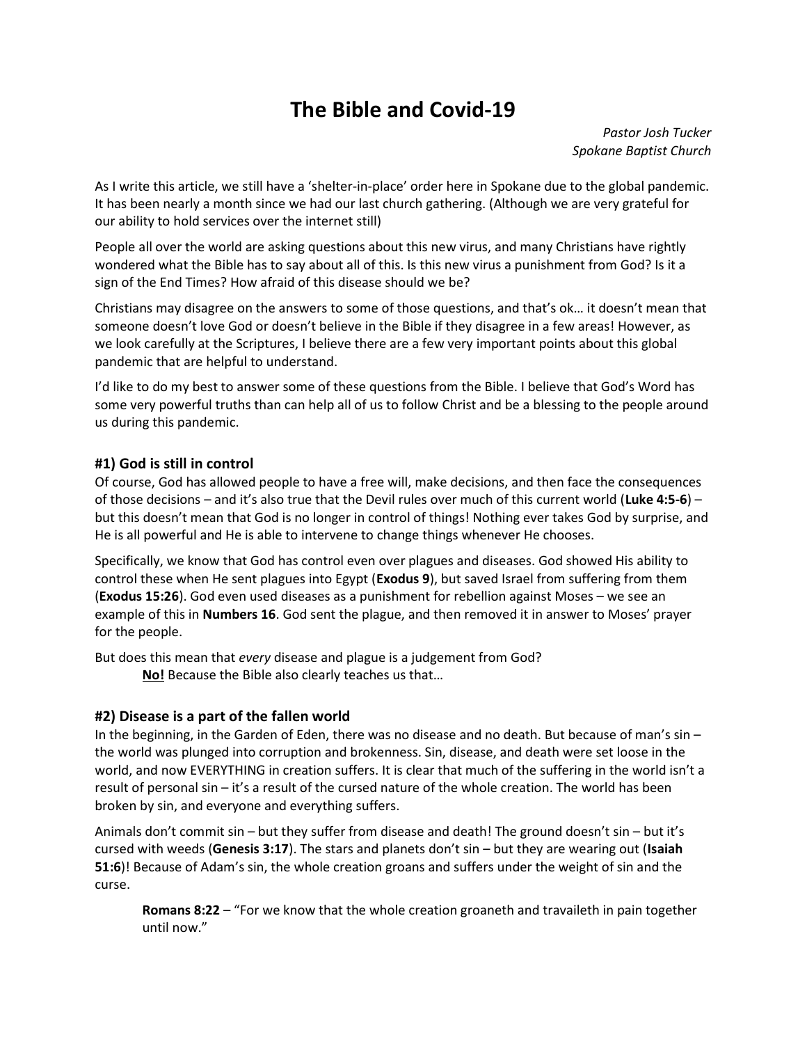# The Bible and Covid-19

*Pastor Josh Tucker*
*Spokane Baptist Church*

As I write this article, we still have a 'shelter-in-place' order here in Spokane due to the global pandemic. It has been nearly a month since we had our last church gathering. (Although we are very grateful for our ability to hold services over the internet still)

People all over the world are asking questions about this new virus, and many Christians have rightly wondered what the Bible has to say about all of this. Is this new virus a punishment from God? Is it a sign of the End Times? How afraid of this disease should we be?

Christians may disagree on the answers to some of those questions, and that's ok… it doesn't mean that someone doesn't love God or doesn't believe in the Bible if they disagree in a few areas! However, as we look carefully at the Scriptures, I believe there are a few very important points about this global pandemic that are helpful to understand.

I'd like to do my best to answer some of these questions from the Bible. I believe that God's Word has some very powerful truths than can help all of us to follow Christ and be a blessing to the people around us during this pandemic.

### #1) God is still in control

Of course, God has allowed people to have a free will, make decisions, and then face the consequences of those decisions – and it's also true that the Devil rules over much of this current world (**Luke 4:5-6**) – but this doesn't mean that God is no longer in control of things! Nothing ever takes God by surprise, and He is all powerful and He is able to intervene to change things whenever He chooses.

Specifically, we know that God has control even over plagues and diseases. God showed His ability to control these when He sent plagues into Egypt (**Exodus 9**), but saved Israel from suffering from them (**Exodus 15:26**). God even used diseases as a punishment for rebellion against Moses – we see an example of this in **Numbers 16**. God sent the plague, and then removed it in answer to Moses' prayer for the people.

But does this mean that *every* disease and plague is a judgement from God?

> **<u>No!</u>** Because the Bible also clearly teaches us that…

### #2) Disease is a part of the fallen world

In the beginning, in the Garden of Eden, there was no disease and no death. But because of man's sin – the world was plunged into corruption and brokenness. Sin, disease, and death were set loose in the world, and now EVERYTHING in creation suffers. It is clear that much of the suffering in the world isn't a result of personal sin – it's a result of the cursed nature of the whole creation. The world has been broken by sin, and everyone and everything suffers.

Animals don't commit sin – but they suffer from disease and death! The ground doesn't sin – but it's cursed with weeds (**Genesis 3:17**). The stars and planets don't sin – but they are wearing out (**Isaiah 51:6**)! Because of Adam's sin, the whole creation groans and suffers under the weight of sin and the curse.

> **Romans 8:22** – "For we know that the whole creation groaneth and travaileth in pain together until now."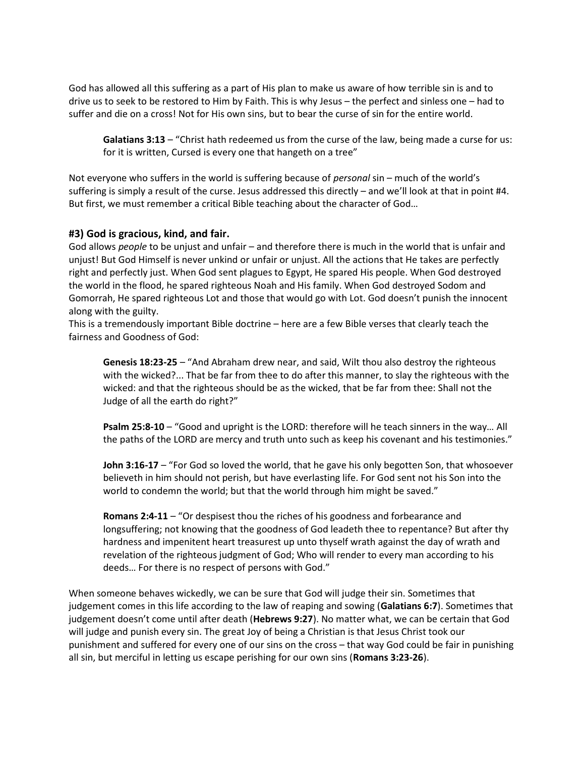God has allowed all this suffering as a part of His plan to make us aware of how terrible sin is and to drive us to seek to be restored to Him by Faith. This is why Jesus – the perfect and sinless one – had to suffer and die on a cross! Not for His own sins, but to bear the curse of sin for the entire world.

> **Galatians 3:13** – "Christ hath redeemed us from the curse of the law, being made a curse for us: for it is written, Cursed is every one that hangeth on a tree"

Not everyone who suffers in the world is suffering because of *personal* sin – much of the world's suffering is simply a result of the curse. Jesus addressed this directly – and we'll look at that in point #4. But first, we must remember a critical Bible teaching about the character of God…

### #3) God is gracious, kind, and fair.

God allows *people* to be unjust and unfair – and therefore there is much in the world that is unfair and unjust! But God Himself is never unkind or unfair or unjust. All the actions that He takes are perfectly right and perfectly just. When God sent plagues to Egypt, He spared His people. When God destroyed the world in the flood, he spared righteous Noah and His family. When God destroyed Sodom and Gomorrah, He spared righteous Lot and those that would go with Lot. God doesn't punish the innocent along with the guilty.

This is a tremendously important Bible doctrine – here are a few Bible verses that clearly teach the fairness and Goodness of God:

> **Genesis 18:23-25** – "And Abraham drew near, and said, Wilt thou also destroy the righteous with the wicked?... That be far from thee to do after this manner, to slay the righteous with the wicked: and that the righteous should be as the wicked, that be far from thee: Shall not the Judge of all the earth do right?"

> **Psalm 25:8-10** – "Good and upright is the LORD: therefore will he teach sinners in the way… All the paths of the LORD are mercy and truth unto such as keep his covenant and his testimonies."

> **John 3:16-17** – "For God so loved the world, that he gave his only begotten Son, that whosoever believeth in him should not perish, but have everlasting life. For God sent not his Son into the world to condemn the world; but that the world through him might be saved."

> **Romans 2:4-11** – "Or despisest thou the riches of his goodness and forbearance and longsuffering; not knowing that the goodness of God leadeth thee to repentance? But after thy hardness and impenitent heart treasurest up unto thyself wrath against the day of wrath and revelation of the righteous judgment of God; Who will render to every man according to his deeds… For there is no respect of persons with God."

When someone behaves wickedly, we can be sure that God will judge their sin. Sometimes that judgement comes in this life according to the law of reaping and sowing (**Galatians 6:7**). Sometimes that judgement doesn't come until after death (**Hebrews 9:27**). No matter what, we can be certain that God will judge and punish every sin. The great Joy of being a Christian is that Jesus Christ took our punishment and suffered for every one of our sins on the cross – that way God could be fair in punishing all sin, but merciful in letting us escape perishing for our own sins (**Romans 3:23-26**).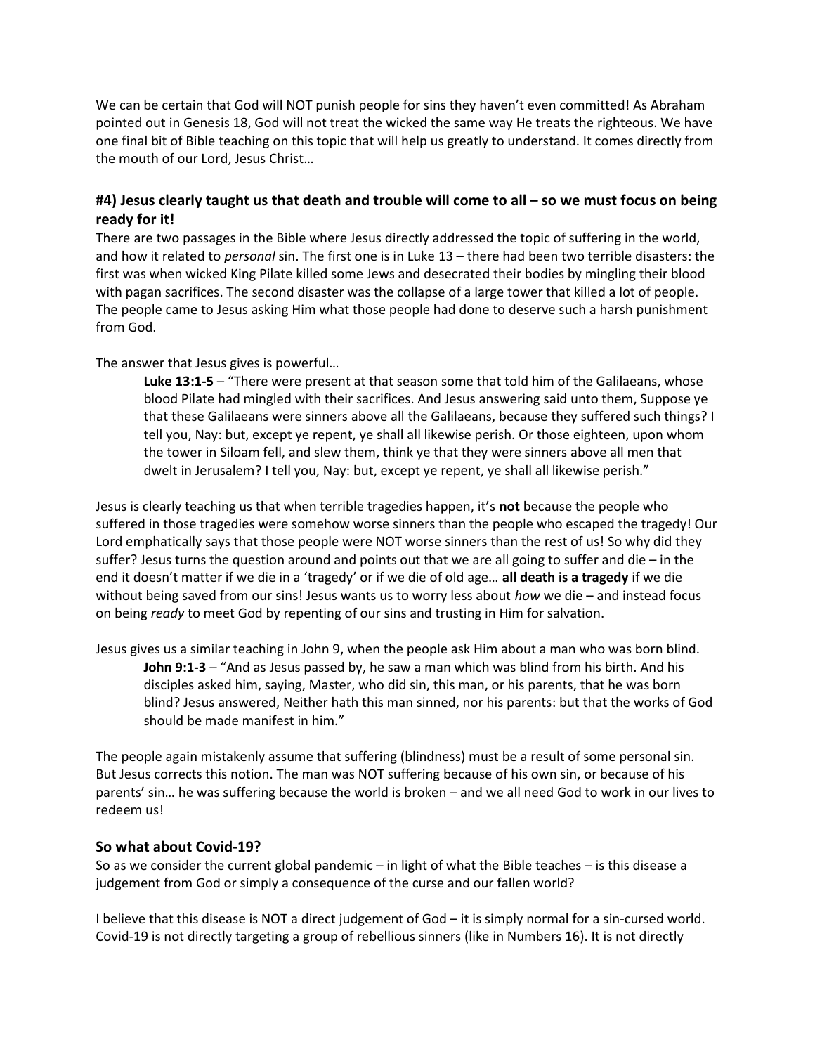We can be certain that God will NOT punish people for sins they haven't even committed! As Abraham pointed out in Genesis 18, God will not treat the wicked the same way He treats the righteous. We have one final bit of Bible teaching on this topic that will help us greatly to understand. It comes directly from the mouth of our Lord, Jesus Christ…

### #4) Jesus clearly taught us that death and trouble will come to all – so we must focus on being ready for it!

There are two passages in the Bible where Jesus directly addressed the topic of suffering in the world, and how it related to *personal* sin. The first one is in Luke 13 – there had been two terrible disasters: the first was when wicked King Pilate killed some Jews and desecrated their bodies by mingling their blood with pagan sacrifices. The second disaster was the collapse of a large tower that killed a lot of people. The people came to Jesus asking Him what those people had done to deserve such a harsh punishment from God.

The answer that Jesus gives is powerful…

> **Luke 13:1-5** – "There were present at that season some that told him of the Galilaeans, whose blood Pilate had mingled with their sacrifices. And Jesus answering said unto them, Suppose ye that these Galilaeans were sinners above all the Galilaeans, because they suffered such things? I tell you, Nay: but, except ye repent, ye shall all likewise perish. Or those eighteen, upon whom the tower in Siloam fell, and slew them, think ye that they were sinners above all men that dwelt in Jerusalem? I tell you, Nay: but, except ye repent, ye shall all likewise perish."

Jesus is clearly teaching us that when terrible tragedies happen, it's **not** because the people who suffered in those tragedies were somehow worse sinners than the people who escaped the tragedy! Our Lord emphatically says that those people were NOT worse sinners than the rest of us! So why did they suffer? Jesus turns the question around and points out that we are all going to suffer and die – in the end it doesn't matter if we die in a 'tragedy' or if we die of old age… **all death is a tragedy** if we die without being saved from our sins! Jesus wants us to worry less about *how* we die – and instead focus on being *ready* to meet God by repenting of our sins and trusting in Him for salvation.

Jesus gives us a similar teaching in John 9, when the people ask Him about a man who was born blind.

> **John 9:1-3** – "And as Jesus passed by, he saw a man which was blind from his birth. And his disciples asked him, saying, Master, who did sin, this man, or his parents, that he was born blind? Jesus answered, Neither hath this man sinned, nor his parents: but that the works of God should be made manifest in him."

The people again mistakenly assume that suffering (blindness) must be a result of some personal sin. But Jesus corrects this notion. The man was NOT suffering because of his own sin, or because of his parents' sin… he was suffering because the world is broken – and we all need God to work in our lives to redeem us!

### So what about Covid-19?

So as we consider the current global pandemic – in light of what the Bible teaches – is this disease a judgement from God or simply a consequence of the curse and our fallen world?

I believe that this disease is NOT a direct judgement of God – it is simply normal for a sin-cursed world. Covid-19 is not directly targeting a group of rebellious sinners (like in Numbers 16). It is not directly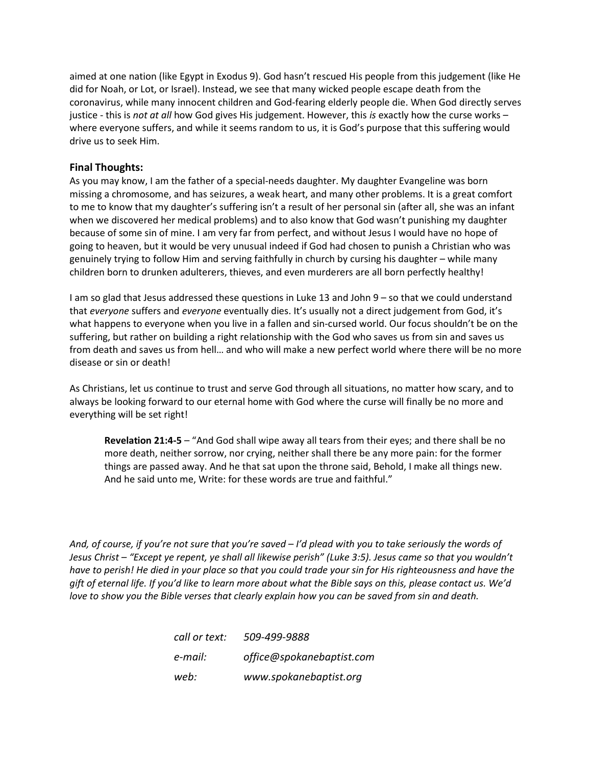aimed at one nation (like Egypt in Exodus 9). God hasn't rescued His people from this judgement (like He did for Noah, or Lot, or Israel). Instead, we see that many wicked people escape death from the coronavirus, while many innocent children and God-fearing elderly people die. When God directly serves justice - this is *not at all* how God gives His judgement. However, this *is* exactly how the curse works – where everyone suffers, and while it seems random to us, it is God's purpose that this suffering would drive us to seek Him.

### Final Thoughts:

As you may know, I am the father of a special-needs daughter. My daughter Evangeline was born missing a chromosome, and has seizures, a weak heart, and many other problems. It is a great comfort to me to know that my daughter's suffering isn't a result of her personal sin (after all, she was an infant when we discovered her medical problems) and to also know that God wasn't punishing my daughter because of some sin of mine. I am very far from perfect, and without Jesus I would have no hope of going to heaven, but it would be very unusual indeed if God had chosen to punish a Christian who was genuinely trying to follow Him and serving faithfully in church by cursing his daughter – while many children born to drunken adulterers, thieves, and even murderers are all born perfectly healthy!

I am so glad that Jesus addressed these questions in Luke 13 and John 9 – so that we could understand that *everyone* suffers and *everyone* eventually dies. It's usually not a direct judgement from God, it's what happens to everyone when you live in a fallen and sin-cursed world. Our focus shouldn't be on the suffering, but rather on building a right relationship with the God who saves us from sin and saves us from death and saves us from hell… and who will make a new perfect world where there will be no more disease or sin or death!

As Christians, let us continue to trust and serve God through all situations, no matter how scary, and to always be looking forward to our eternal home with God where the curse will finally be no more and everything will be set right!

> **Revelation 21:4-5** – "And God shall wipe away all tears from their eyes; and there shall be no more death, neither sorrow, nor crying, neither shall there be any more pain: for the former things are passed away. And he that sat upon the throne said, Behold, I make all things new. And he said unto me, Write: for these words are true and faithful."

*And, of course, if you're not sure that you're saved – I'd plead with you to take seriously the words of Jesus Christ – "Except ye repent, ye shall all likewise perish" (Luke 3:5). Jesus came so that you wouldn't have to perish! He died in your place so that you could trade your sin for His righteousness and have the gift of eternal life. If you'd like to learn more about what the Bible says on this, please contact us. We'd love to show you the Bible verses that clearly explain how you can be saved from sin and death.*

| | |
|---|---|
| *call or text:* | *509-499-9888* |
| *e-mail:* | *office@spokanebaptist.com* |
| *web:* | *www.spokanebaptist.org* |